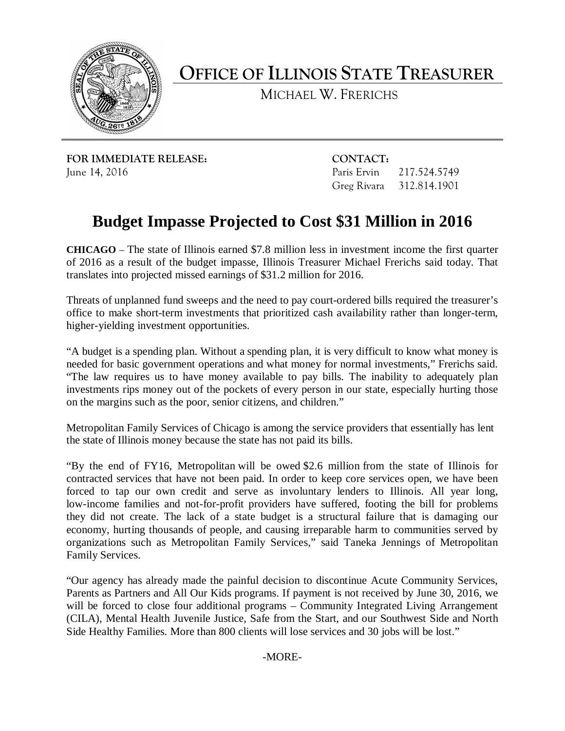# OFFICE OF ILLINOIS STATE TREASURER

MICHAEL W. FRERICHS

**FOR IMMEDIATE RELEASE:**
June 14, 2016

**CONTACT:**
Paris Ervin 217.524.5749
Greg Rivara 312.814.1901

## Budget Impasse Projected to Cost $31 Million in 2016

**CHICAGO** – The state of Illinois earned $7.8 million less in investment income the first quarter of 2016 as a result of the budget impasse, Illinois Treasurer Michael Frerichs said today. That translates into projected missed earnings of $31.2 million for 2016.

Threats of unplanned fund sweeps and the need to pay court-ordered bills required the treasurer's office to make short-term investments that prioritized cash availability rather than longer-term, higher-yielding investment opportunities.

"A budget is a spending plan. Without a spending plan, it is very difficult to know what money is needed for basic government operations and what money for normal investments," Frerichs said. "The law requires us to have money available to pay bills. The inability to adequately plan investments rips money out of the pockets of every person in our state, especially hurting those on the margins such as the poor, senior citizens, and children."

Metropolitan Family Services of Chicago is among the service providers that essentially has lent the state of Illinois money because the state has not paid its bills.

"By the end of FY16, Metropolitan will be owed $2.6 million from the state of Illinois for contracted services that have not been paid. In order to keep core services open, we have been forced to tap our own credit and serve as involuntary lenders to Illinois. All year long, low-income families and not-for-profit providers have suffered, footing the bill for problems they did not create. The lack of a state budget is a structural failure that is damaging our economy, hurting thousands of people, and causing irreparable harm to communities served by organizations such as Metropolitan Family Services," said Taneka Jennings of Metropolitan Family Services.

"Our agency has already made the painful decision to discontinue Acute Community Services, Parents as Partners and All Our Kids programs. If payment is not received by June 30, 2016, we will be forced to close four additional programs – Community Integrated Living Arrangement (CILA), Mental Health Juvenile Justice, Safe from the Start, and our Southwest Side and North Side Healthy Families. More than 800 clients will lose services and 30 jobs will be lost."

-MORE-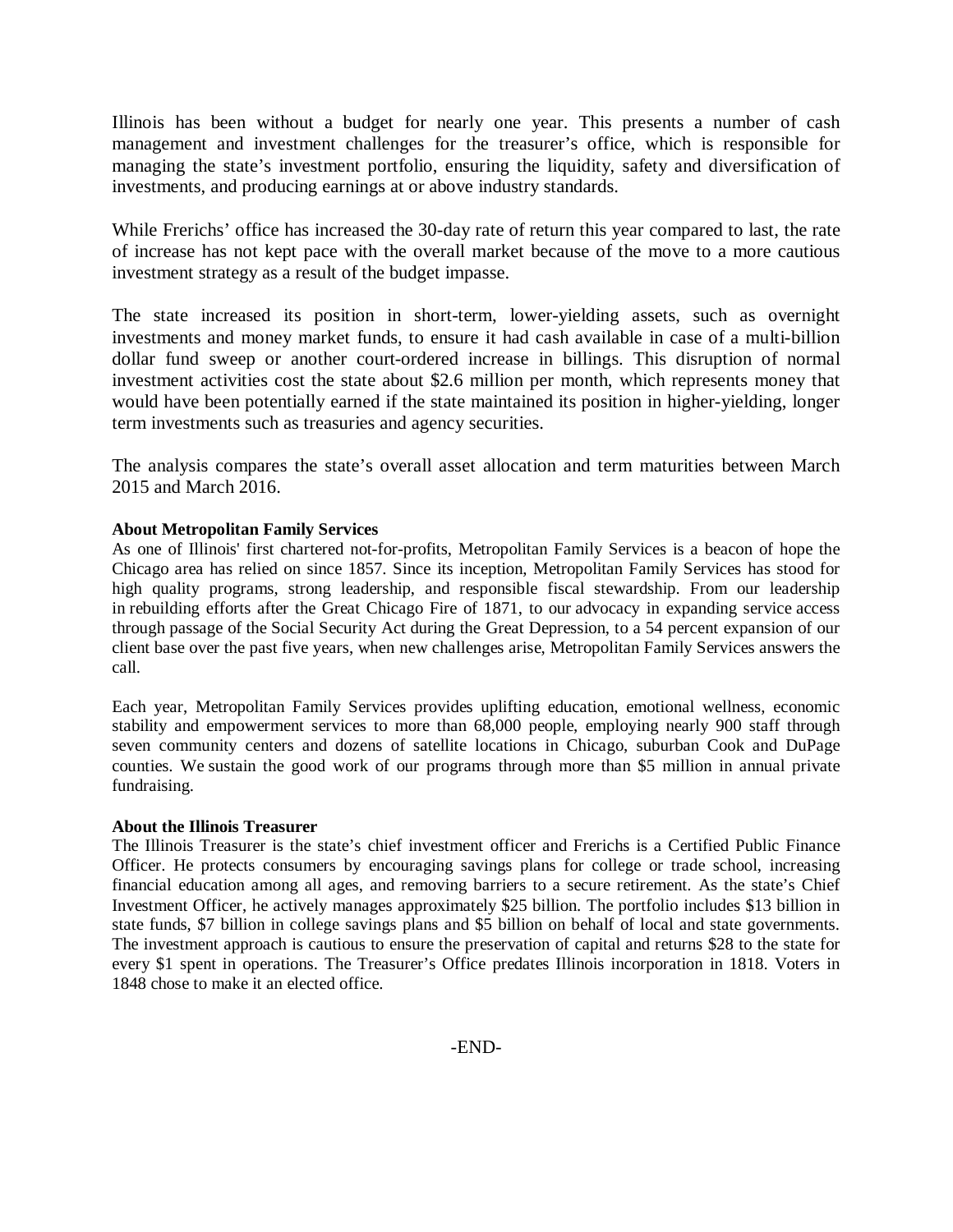Illinois has been without a budget for nearly one year. This presents a number of cash management and investment challenges for the treasurer's office, which is responsible for managing the state's investment portfolio, ensuring the liquidity, safety and diversification of investments, and producing earnings at or above industry standards.

While Frerichs' office has increased the 30-day rate of return this year compared to last, the rate of increase has not kept pace with the overall market because of the move to a more cautious investment strategy as a result of the budget impasse.

The state increased its position in short-term, lower-yielding assets, such as overnight investments and money market funds, to ensure it had cash available in case of a multi-billion dollar fund sweep or another court-ordered increase in billings. This disruption of normal investment activities cost the state about $2.6 million per month, which represents money that would have been potentially earned if the state maintained its position in higher-yielding, longer term investments such as treasuries and agency securities.

The analysis compares the state's overall asset allocation and term maturities between March 2015 and March 2016.

**About Metropolitan Family Services**

As one of Illinois' first chartered not-for-profits, Metropolitan Family Services is a beacon of hope the Chicago area has relied on since 1857. Since its inception, Metropolitan Family Services has stood for high quality programs, strong leadership, and responsible fiscal stewardship. From our leadership in rebuilding efforts after the Great Chicago Fire of 1871, to our advocacy in expanding service access through passage of the Social Security Act during the Great Depression, to a 54 percent expansion of our client base over the past five years, when new challenges arise, Metropolitan Family Services answers the call.

Each year, Metropolitan Family Services provides uplifting education, emotional wellness, economic stability and empowerment services to more than 68,000 people, employing nearly 900 staff through seven community centers and dozens of satellite locations in Chicago, suburban Cook and DuPage counties. We sustain the good work of our programs through more than $5 million in annual private fundraising.

**About the Illinois Treasurer**

The Illinois Treasurer is the state's chief investment officer and Frerichs is a Certified Public Finance Officer. He protects consumers by encouraging savings plans for college or trade school, increasing financial education among all ages, and removing barriers to a secure retirement. As the state's Chief Investment Officer, he actively manages approximately $25 billion. The portfolio includes $13 billion in state funds, $7 billion in college savings plans and $5 billion on behalf of local and state governments. The investment approach is cautious to ensure the preservation of capital and returns $28 to the state for every $1 spent in operations. The Treasurer's Office predates Illinois incorporation in 1818. Voters in 1848 chose to make it an elected office.

-END-